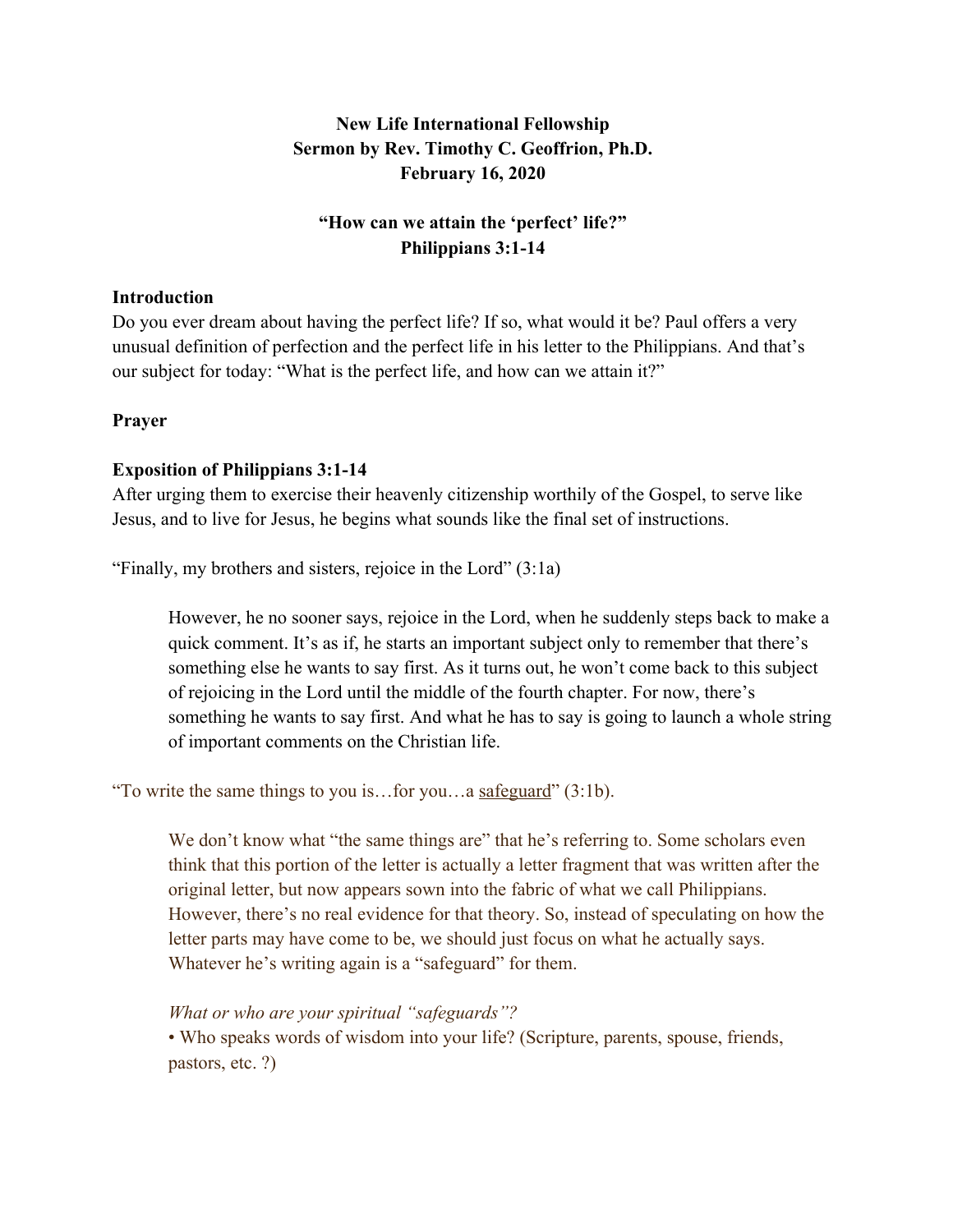**New Life International Fellowship**
**Sermon by Rev. Timothy C. Geoffrion, Ph.D.**
**February 16, 2020**

**"How can we attain the 'perfect' life?"**
**Philippians 3:1-14**

## Introduction

Do you ever dream about having the perfect life? If so, what would it be? Paul offers a very unusual definition of perfection and the perfect life in his letter to the Philippians. And that's our subject for today: "What is the perfect life, and how can we attain it?"

## Prayer

## Exposition of Philippians 3:1-14

After urging them to exercise their heavenly citizenship worthily of the Gospel, to serve like Jesus, and to live for Jesus, he begins what sounds like the final set of instructions.

"Finally, my brothers and sisters, rejoice in the Lord" (3:1a)

> However, he no sooner says, rejoice in the Lord, when he suddenly steps back to make a quick comment. It's as if, he starts an important subject only to remember that there's something else he wants to say first. As it turns out, he won't come back to this subject of rejoicing in the Lord until the middle of the fourth chapter. For now, there's something he wants to say first. And what he has to say is going to launch a whole string of important comments on the Christian life.

"To write the same things to you is…for you…a <u>safeguard</u>" (3:1b).

> We don't know what "the same things are" that he's referring to. Some scholars even think that this portion of the letter is actually a letter fragment that was written after the original letter, but now appears sown into the fabric of what we call Philippians. However, there's no real evidence for that theory. So, instead of speculating on how the letter parts may have come to be, we should just focus on what he actually says. Whatever he's writing again is a "safeguard" for them.
>
> *What or who are your spiritual "safeguards"?*
> • Who speaks words of wisdom into your life? (Scripture, parents, spouse, friends, pastors, etc. ?)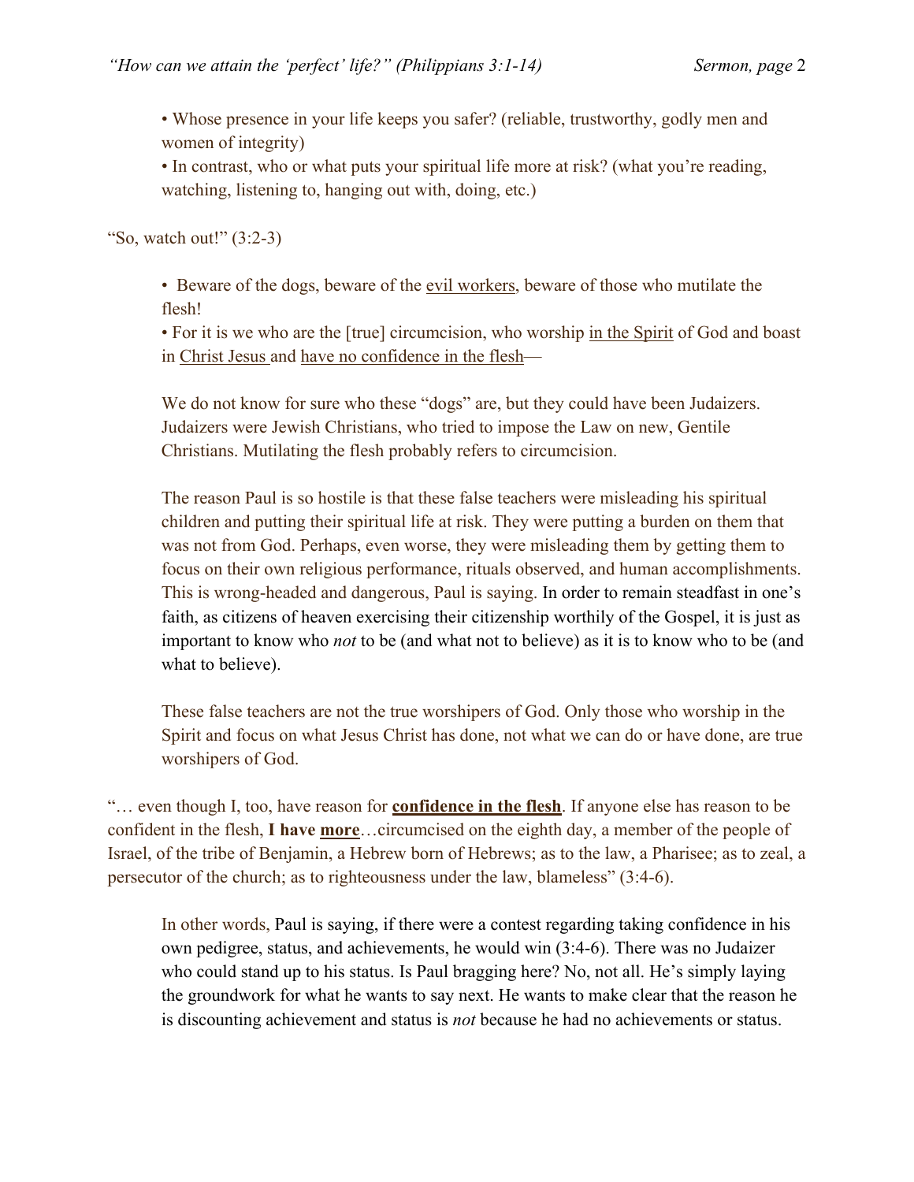• Whose presence in your life keeps you safer? (reliable, trustworthy, godly men and women of integrity)
• In contrast, who or what puts your spiritual life more at risk? (what you're reading, watching, listening to, hanging out with, doing, etc.)

"So, watch out!" (3:2-3)

• Beware of the dogs, beware of the evil workers, beware of those who mutilate the flesh!
• For it is we who are the [true] circumcision, who worship in the Spirit of God and boast in Christ Jesus and have no confidence in the flesh—

We do not know for sure who these "dogs" are, but they could have been Judaizers. Judaizers were Jewish Christians, who tried to impose the Law on new, Gentile Christians. Mutilating the flesh probably refers to circumcision.

The reason Paul is so hostile is that these false teachers were misleading his spiritual children and putting their spiritual life at risk. They were putting a burden on them that was not from God. Perhaps, even worse, they were misleading them by getting them to focus on their own religious performance, rituals observed, and human accomplishments. This is wrong-headed and dangerous, Paul is saying. In order to remain steadfast in one's faith, as citizens of heaven exercising their citizenship worthily of the Gospel, it is just as important to know who *not* to be (and what not to believe) as it is to know who to be (and what to believe).

These false teachers are not the true worshipers of God. Only those who worship in the Spirit and focus on what Jesus Christ has done, not what we can do or have done, are true worshipers of God.

"… even though I, too, have reason for **confidence in the flesh**. If anyone else has reason to be confident in the flesh, **I have more**…circumcised on the eighth day, a member of the people of Israel, of the tribe of Benjamin, a Hebrew born of Hebrews; as to the law, a Pharisee; as to zeal, a persecutor of the church; as to righteousness under the law, blameless" (3:4-6).

In other words, Paul is saying, if there were a contest regarding taking confidence in his own pedigree, status, and achievements, he would win (3:4-6). There was no Judaizer who could stand up to his status. Is Paul bragging here? No, not all. He's simply laying the groundwork for what he wants to say next. He wants to make clear that the reason he is discounting achievement and status is *not* because he had no achievements or status.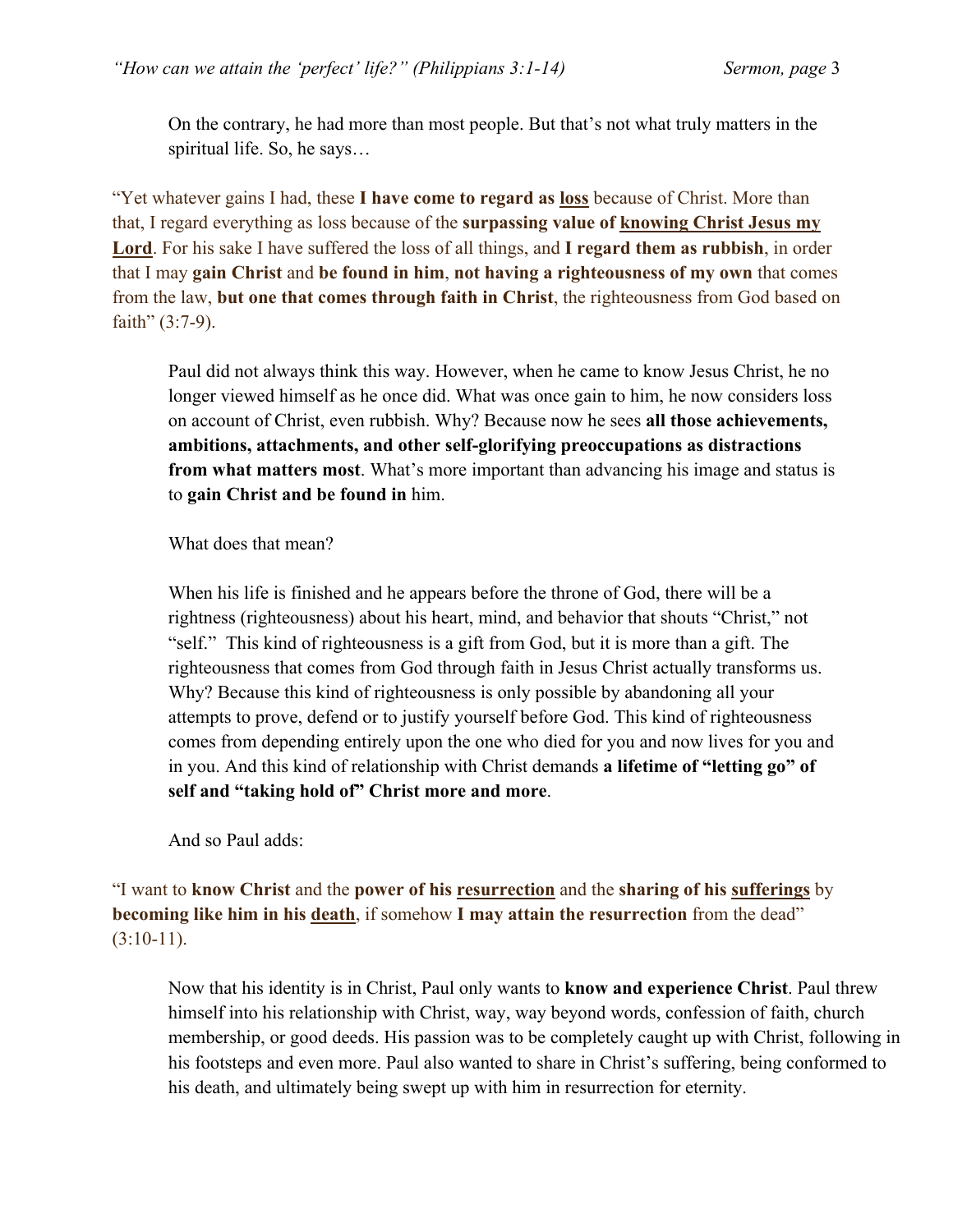On the contrary, he had more than most people. But that's not what truly matters in the spiritual life. So, he says…

"Yet whatever gains I had, these **I have come to regard as <u>loss</u>** because of Christ. More than that, I regard everything as loss because of the **surpassing value of <u>knowing Christ Jesus my Lord</u>**. For his sake I have suffered the loss of all things, and **I regard them as rubbish**, in order that I may **gain Christ** and **be found in him**, **not having a righteousness of my own** that comes from the law, **but one that comes through faith in Christ**, the righteousness from God based on faith" (3:7-9).

Paul did not always think this way. However, when he came to know Jesus Christ, he no longer viewed himself as he once did. What was once gain to him, he now considers loss on account of Christ, even rubbish. Why? Because now he sees **all those achievements, ambitions, attachments, and other self-glorifying preoccupations as distractions from what matters most**. What's more important than advancing his image and status is to **gain Christ and be found in** him.

What does that mean?

When his life is finished and he appears before the throne of God, there will be a rightness (righteousness) about his heart, mind, and behavior that shouts "Christ," not "self." This kind of righteousness is a gift from God, but it is more than a gift. The righteousness that comes from God through faith in Jesus Christ actually transforms us. Why? Because this kind of righteousness is only possible by abandoning all your attempts to prove, defend or to justify yourself before God. This kind of righteousness comes from depending entirely upon the one who died for you and now lives for you and in you. And this kind of relationship with Christ demands **a lifetime of "letting go" of self and "taking hold of" Christ more and more**.

And so Paul adds:

"I want to **know Christ** and the **power of his <u>resurrection</u>** and the **sharing of his <u>sufferings</u>** by **becoming like him in his <u>death</u>**, if somehow **I may attain the resurrection** from the dead" (3:10-11).

Now that his identity is in Christ, Paul only wants to **know and experience Christ**. Paul threw himself into his relationship with Christ, way, way beyond words, confession of faith, church membership, or good deeds. His passion was to be completely caught up with Christ, following in his footsteps and even more. Paul also wanted to share in Christ's suffering, being conformed to his death, and ultimately being swept up with him in resurrection for eternity.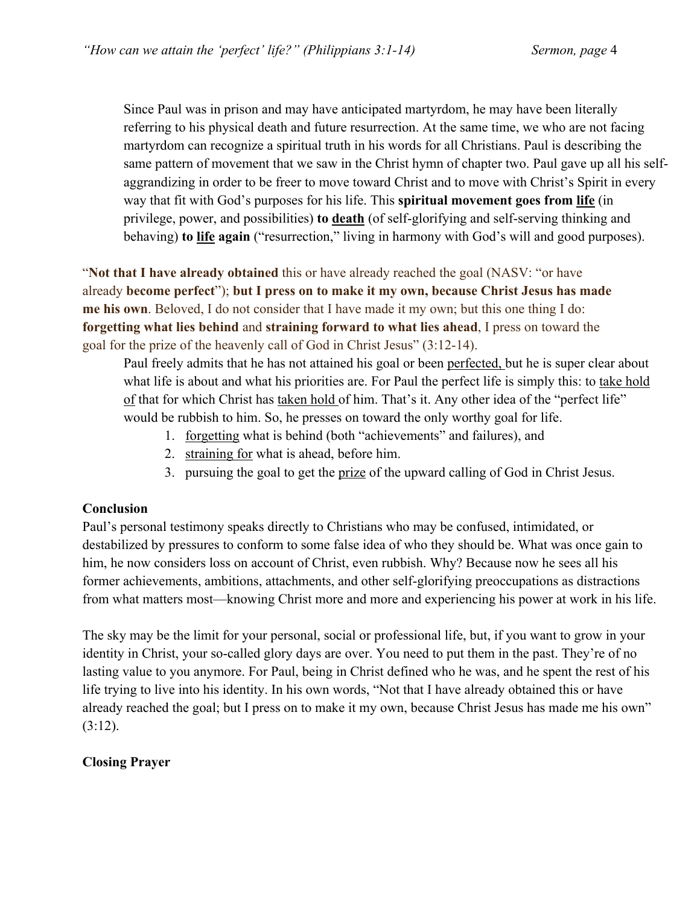Since Paul was in prison and may have anticipated martyrdom, he may have been literally referring to his physical death and future resurrection. At the same time, we who are not facing martyrdom can recognize a spiritual truth in his words for all Christians. Paul is describing the same pattern of movement that we saw in the Christ hymn of chapter two. Paul gave up all his self-aggrandizing in order to be freer to move toward Christ and to move with Christ's Spirit in every way that fit with God's purposes for his life. This **spiritual movement goes from <u>life</u>** (in privilege, power, and possibilities) **to <u>death</u>** (of self-glorifying and self-serving thinking and behaving) **to <u>life</u> again** ("resurrection," living in harmony with God's will and good purposes).

"**Not that I have already obtained** this or have already reached the goal (NASV: "or have already **become perfect**"); **but I press on to make it my own, because Christ Jesus has made me his own**. Beloved, I do not consider that I have made it my own; but this one thing I do: **forgetting what lies behind** and **straining forward to what lies ahead**, I press on toward the goal for the prize of the heavenly call of God in Christ Jesus" (3:12-14).

Paul freely admits that he has not attained his goal or been <u>perfected,</u> but he is super clear about what life is about and what his priorities are. For Paul the perfect life is simply this: to <u>take hold of</u> that for which Christ has <u>taken hold</u> of him. That's it. Any other idea of the "perfect life" would be rubbish to him. So, he presses on toward the only worthy goal for life.

1. <u>forgetting</u> what is behind (both "achievements" and failures), and
2. <u>straining for</u> what is ahead, before him.
3. pursuing the goal to get the <u>prize</u> of the upward calling of God in Christ Jesus.

**Conclusion**

Paul's personal testimony speaks directly to Christians who may be confused, intimidated, or destabilized by pressures to conform to some false idea of who they should be. What was once gain to him, he now considers loss on account of Christ, even rubbish. Why? Because now he sees all his former achievements, ambitions, attachments, and other self-glorifying preoccupations as distractions from what matters most—knowing Christ more and more and experiencing his power at work in his life.

The sky may be the limit for your personal, social or professional life, but, if you want to grow in your identity in Christ, your so-called glory days are over. You need to put them in the past. They're of no lasting value to you anymore. For Paul, being in Christ defined who he was, and he spent the rest of his life trying to live into his identity. In his own words, "Not that I have already obtained this or have already reached the goal; but I press on to make it my own, because Christ Jesus has made me his own" (3:12).

**Closing Prayer**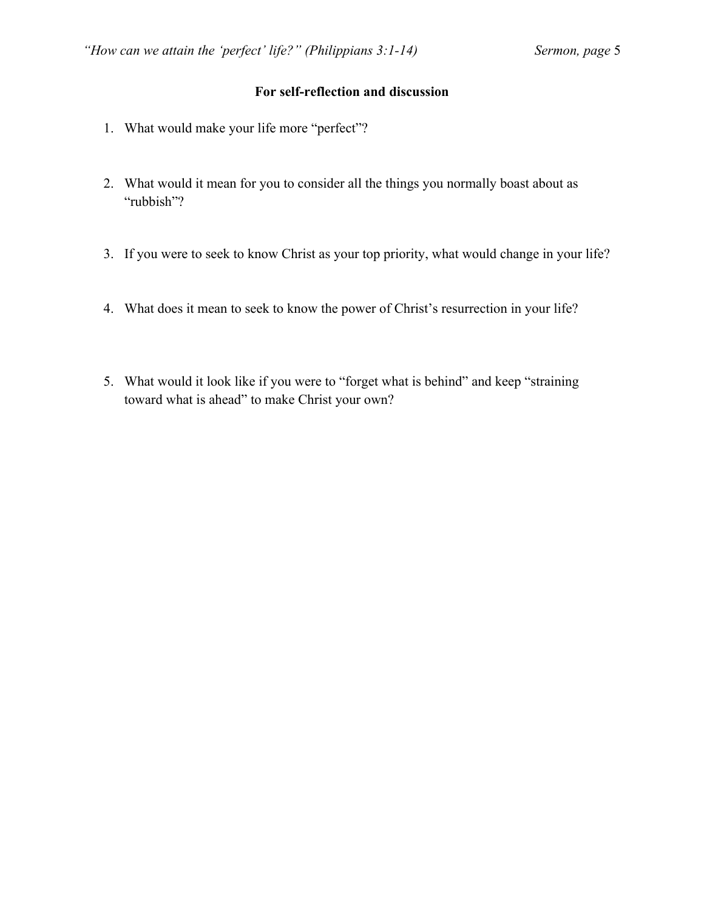**For self-reflection and discussion**

1. What would make your life more “perfect”?

2. What would it mean for you to consider all the things you normally boast about as “rubbish”?

3. If you were to seek to know Christ as your top priority, what would change in your life?

4. What does it mean to seek to know the power of Christ’s resurrection in your life?

5. What would it look like if you were to “forget what is behind” and keep “straining toward what is ahead” to make Christ your own?